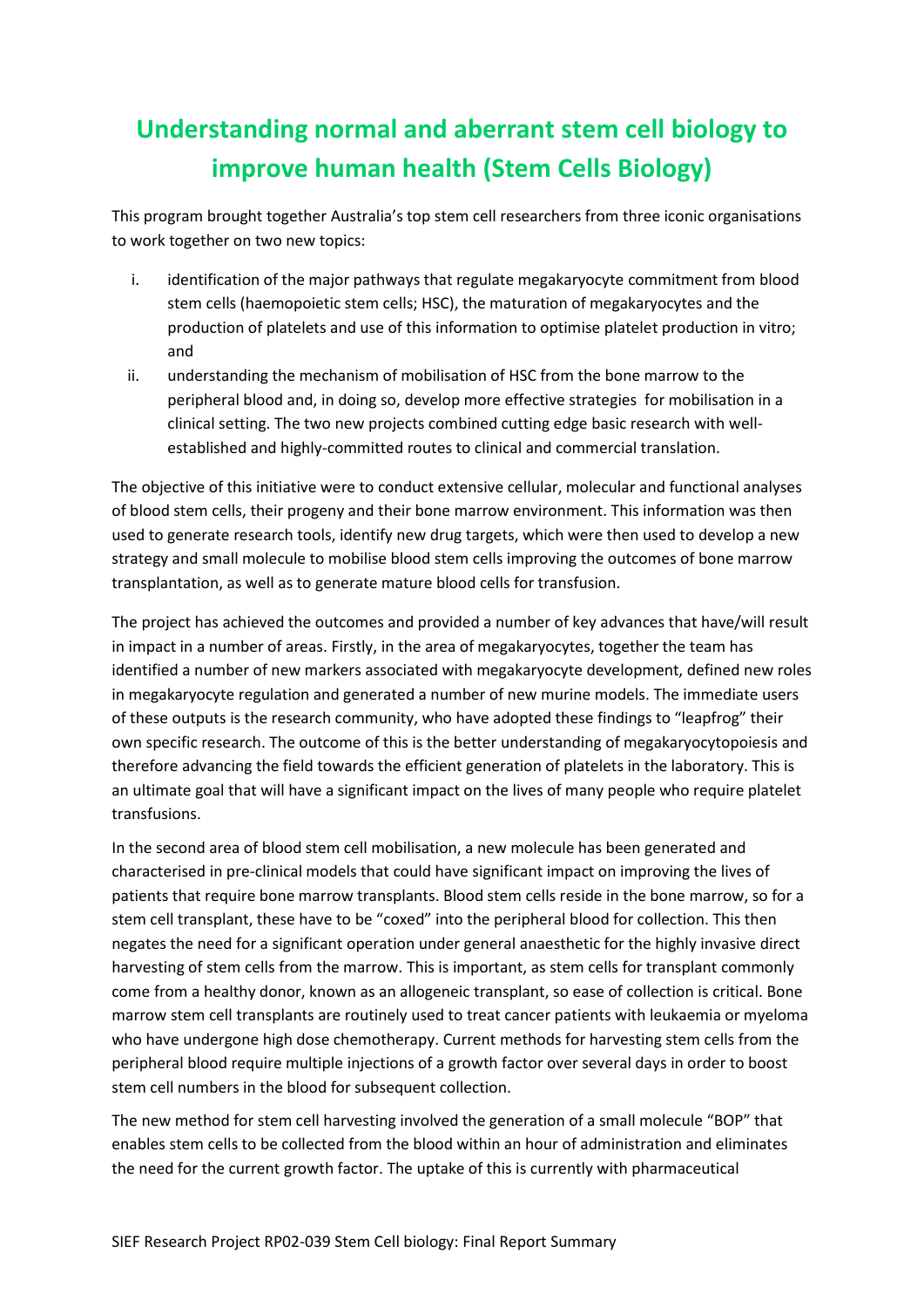# Understanding normal and aberrant stem cell biology to improve human health (Stem Cells Biology)

This program brought together Australia's top stem cell researchers from three iconic organisations to work together on two new topics:

i. identification of the major pathways that regulate megakaryocyte commitment from blood stem cells (haemopoietic stem cells; HSC), the maturation of megakaryocytes and the production of platelets and use of this information to optimise platelet production in vitro; and

ii. understanding the mechanism of mobilisation of HSC from the bone marrow to the peripheral blood and, in doing so, develop more effective strategies for mobilisation in a clinical setting. The two new projects combined cutting edge basic research with well-established and highly-committed routes to clinical and commercial translation.

The objective of this initiative were to conduct extensive cellular, molecular and functional analyses of blood stem cells, their progeny and their bone marrow environment. This information was then used to generate research tools, identify new drug targets, which were then used to develop a new strategy and small molecule to mobilise blood stem cells improving the outcomes of bone marrow transplantation, as well as to generate mature blood cells for transfusion.

The project has achieved the outcomes and provided a number of key advances that have/will result in impact in a number of areas. Firstly, in the area of megakaryocytes, together the team has identified a number of new markers associated with megakaryocyte development, defined new roles in megakaryocyte regulation and generated a number of new murine models. The immediate users of these outputs is the research community, who have adopted these findings to "leapfrog" their own specific research. The outcome of this is the better understanding of megakaryocytopoiesis and therefore advancing the field towards the efficient generation of platelets in the laboratory. This is an ultimate goal that will have a significant impact on the lives of many people who require platelet transfusions.

In the second area of blood stem cell mobilisation, a new molecule has been generated and characterised in pre-clinical models that could have significant impact on improving the lives of patients that require bone marrow transplants. Blood stem cells reside in the bone marrow, so for a stem cell transplant, these have to be "coxed" into the peripheral blood for collection. This then negates the need for a significant operation under general anaesthetic for the highly invasive direct harvesting of stem cells from the marrow. This is important, as stem cells for transplant commonly come from a healthy donor, known as an allogeneic transplant, so ease of collection is critical. Bone marrow stem cell transplants are routinely used to treat cancer patients with leukaemia or myeloma who have undergone high dose chemotherapy. Current methods for harvesting stem cells from the peripheral blood require multiple injections of a growth factor over several days in order to boost stem cell numbers in the blood for subsequent collection.

The new method for stem cell harvesting involved the generation of a small molecule "BOP" that enables stem cells to be collected from the blood within an hour of administration and eliminates the need for the current growth factor. The uptake of this is currently with pharmaceutical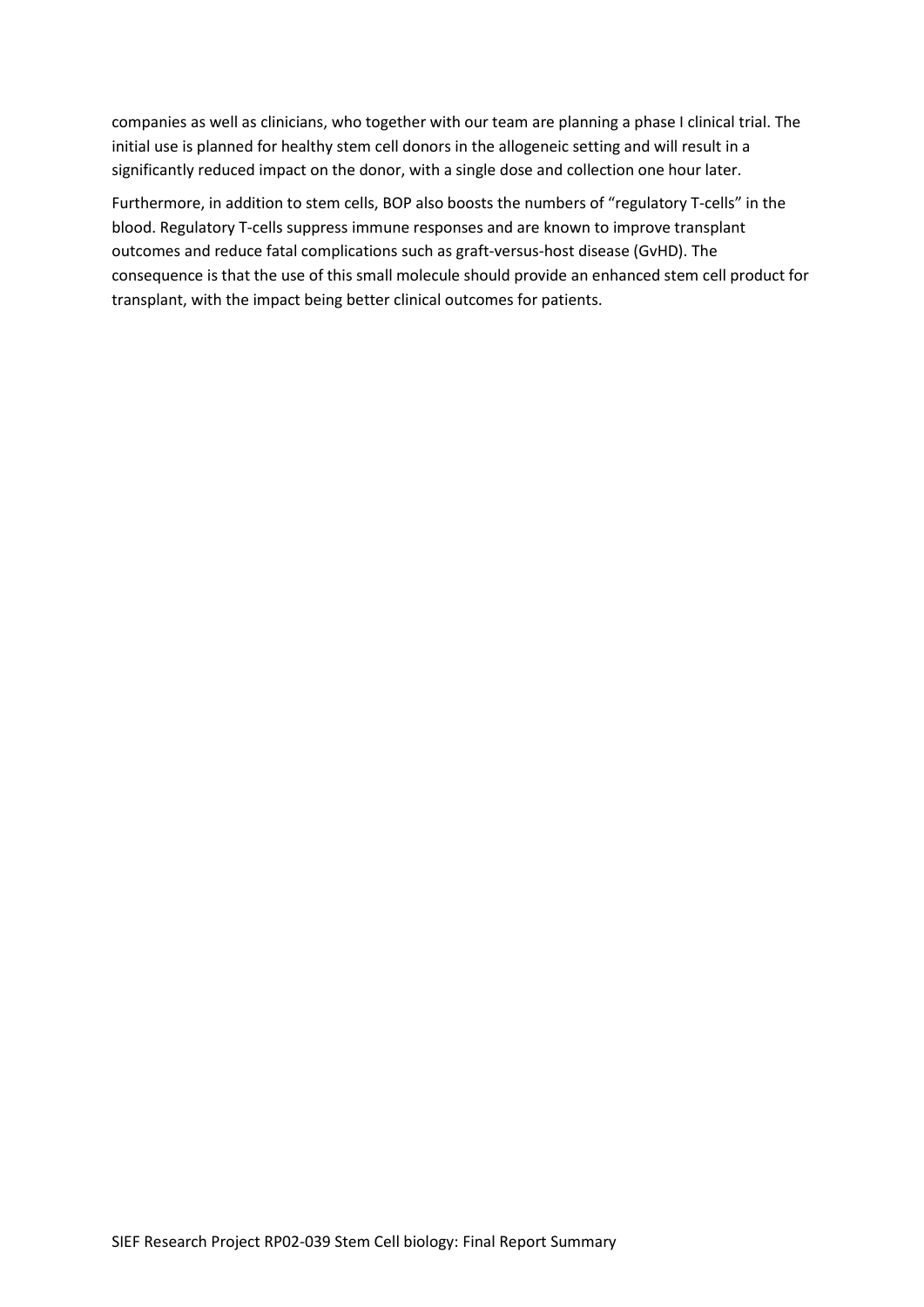companies as well as clinicians, who together with our team are planning a phase I clinical trial. The initial use is planned for healthy stem cell donors in the allogeneic setting and will result in a significantly reduced impact on the donor, with a single dose and collection one hour later.

Furthermore, in addition to stem cells, BOP also boosts the numbers of "regulatory T-cells" in the blood. Regulatory T-cells suppress immune responses and are known to improve transplant outcomes and reduce fatal complications such as graft-versus-host disease (GvHD). The consequence is that the use of this small molecule should provide an enhanced stem cell product for transplant, with the impact being better clinical outcomes for patients.